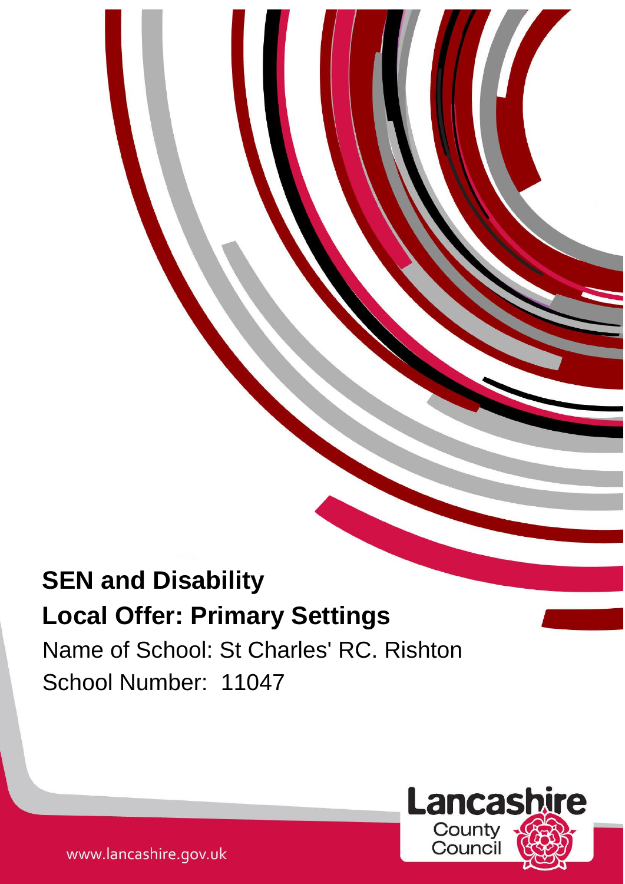# SEN and Disability

## Local Offer: Primary Settings

Name of School: St Charles' RC. Rishton

School Number: 11047

Lancashire County Council

www.lancashire.gov.uk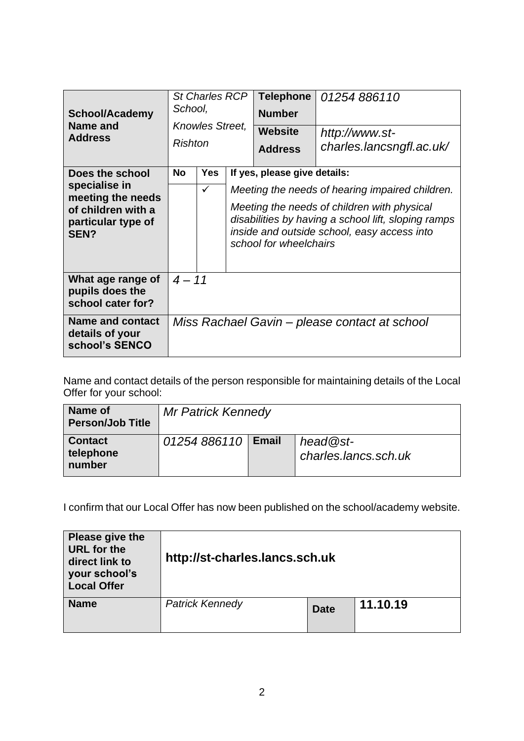| School/Academy Name and Address | *St Charles RCP School, Knowles Street, Rishton* | | | **Telephone Number** | *01254 886110* |
|---|---|---|---|---|---|
| | | | | **Website Address** | *http://www.st-charles.lancsngfl.ac.uk/* |
| **Does the school specialise in meeting the needs of children with a particular type of SEN?** | **No** | **Yes** | **If yes, please give details:** | | |
| | | ✓ | *Meeting the needs of hearing impaired children.* *Meeting the needs of children with physical disabilities by having a school lift, sloping ramps inside and outside school, easy access into school for wheelchairs* | | |
| **What age range of pupils does the school cater for?** | *4 – 11* | | | | |
| **Name and contact details of your school's SENCO** | *Miss Rachael Gavin – please contact at school* | | | | |

Name and contact details of the person responsible for maintaining details of the Local Offer for your school:

| Name of Person/Job Title | *Mr Patrick Kennedy* | | |
|---|---|---|---|
| **Contact telephone number** | *01254 886110* | **Email** | *head@st-charles.lancs.sch.uk* |

I confirm that our Local Offer has now been published on the school/academy website.

| Please give the URL for the direct link to your school's Local Offer | **http://st-charles.lancs.sch.uk** | | |
|---|---|---|---|
| **Name** | *Patrick Kennedy* | **Date** | **11.10.19** |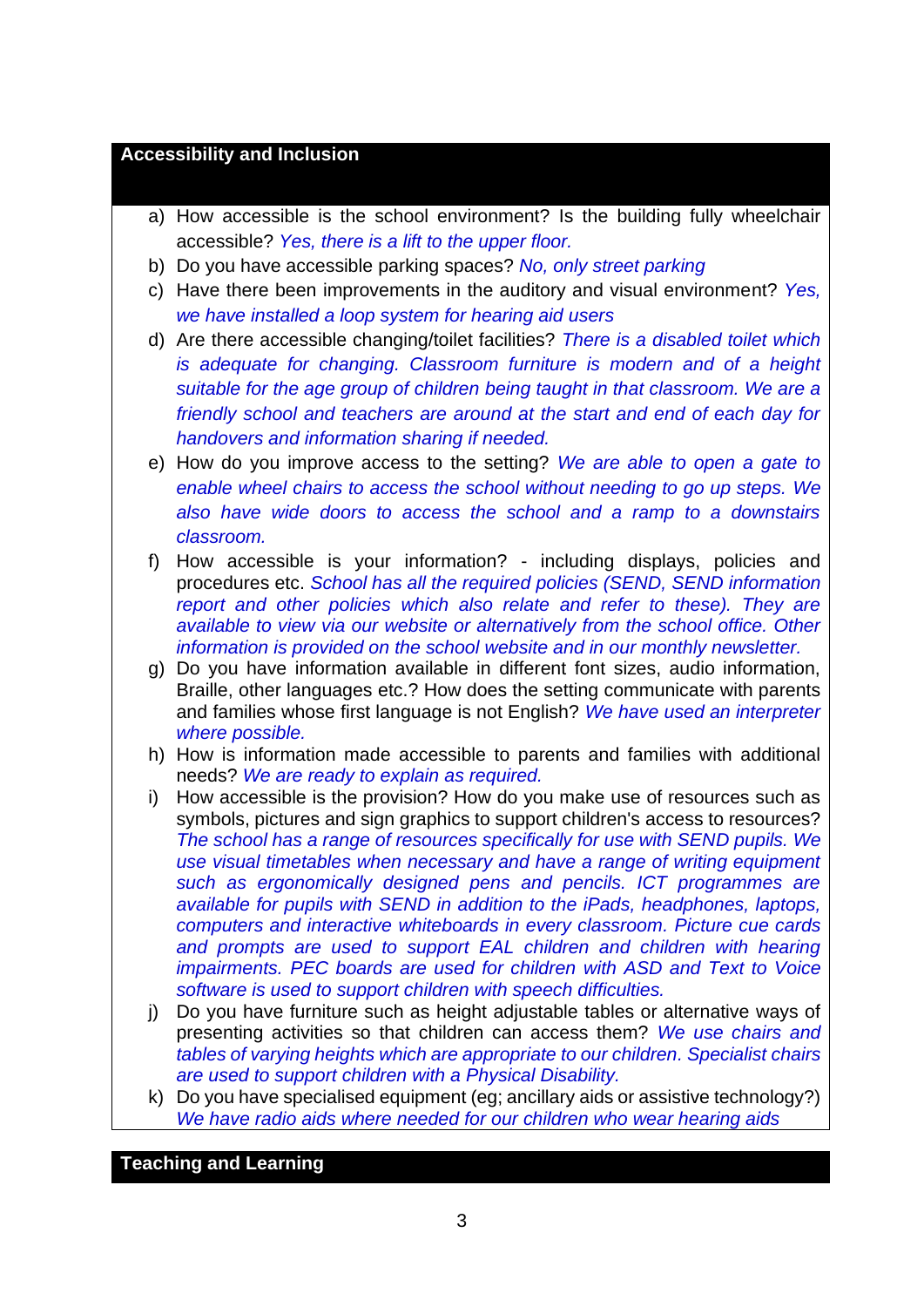## Accessibility and Inclusion

a) How accessible is the school environment? Is the building fully wheelchair accessible? *Yes, there is a lift to the upper floor.*

b) Do you have accessible parking spaces? *No, only street parking*

c) Have there been improvements in the auditory and visual environment? *Yes, we have installed a loop system for hearing aid users*

d) Are there accessible changing/toilet facilities? *There is a disabled toilet which is adequate for changing. Classroom furniture is modern and of a height suitable for the age group of children being taught in that classroom. We are a friendly school and teachers are around at the start and end of each day for handovers and information sharing if needed.*

e) How do you improve access to the setting? *We are able to open a gate to enable wheel chairs to access the school without needing to go up steps. We also have wide doors to access the school and a ramp to a downstairs classroom.*

f) How accessible is your information? - including displays, policies and procedures etc. *School has all the required policies (SEND, SEND information report and other policies which also relate and refer to these). They are available to view via our website or alternatively from the school office. Other information is provided on the school website and in our monthly newsletter.*

g) Do you have information available in different font sizes, audio information, Braille, other languages etc.? How does the setting communicate with parents and families whose first language is not English? *We have used an interpreter where possible.*

h) How is information made accessible to parents and families with additional needs? *We are ready to explain as required.*

i) How accessible is the provision? How do you make use of resources such as symbols, pictures and sign graphics to support children's access to resources? *The school has a range of resources specifically for use with SEND pupils. We use visual timetables when necessary and have a range of writing equipment such as ergonomically designed pens and pencils. ICT programmes are available for pupils with SEND in addition to the iPads, headphones, laptops, computers and interactive whiteboards in every classroom. Picture cue cards and prompts are used to support EAL children and children with hearing impairments. PEC boards are used for children with ASD and Text to Voice software is used to support children with speech difficulties.*

j) Do you have furniture such as height adjustable tables or alternative ways of presenting activities so that children can access them? *We use chairs and tables of varying heights which are appropriate to our children. Specialist chairs are used to support children with a Physical Disability.*

k) Do you have specialised equipment (eg; ancillary aids or assistive technology?) *We have radio aids where needed for our children who wear hearing aids*

## Teaching and Learning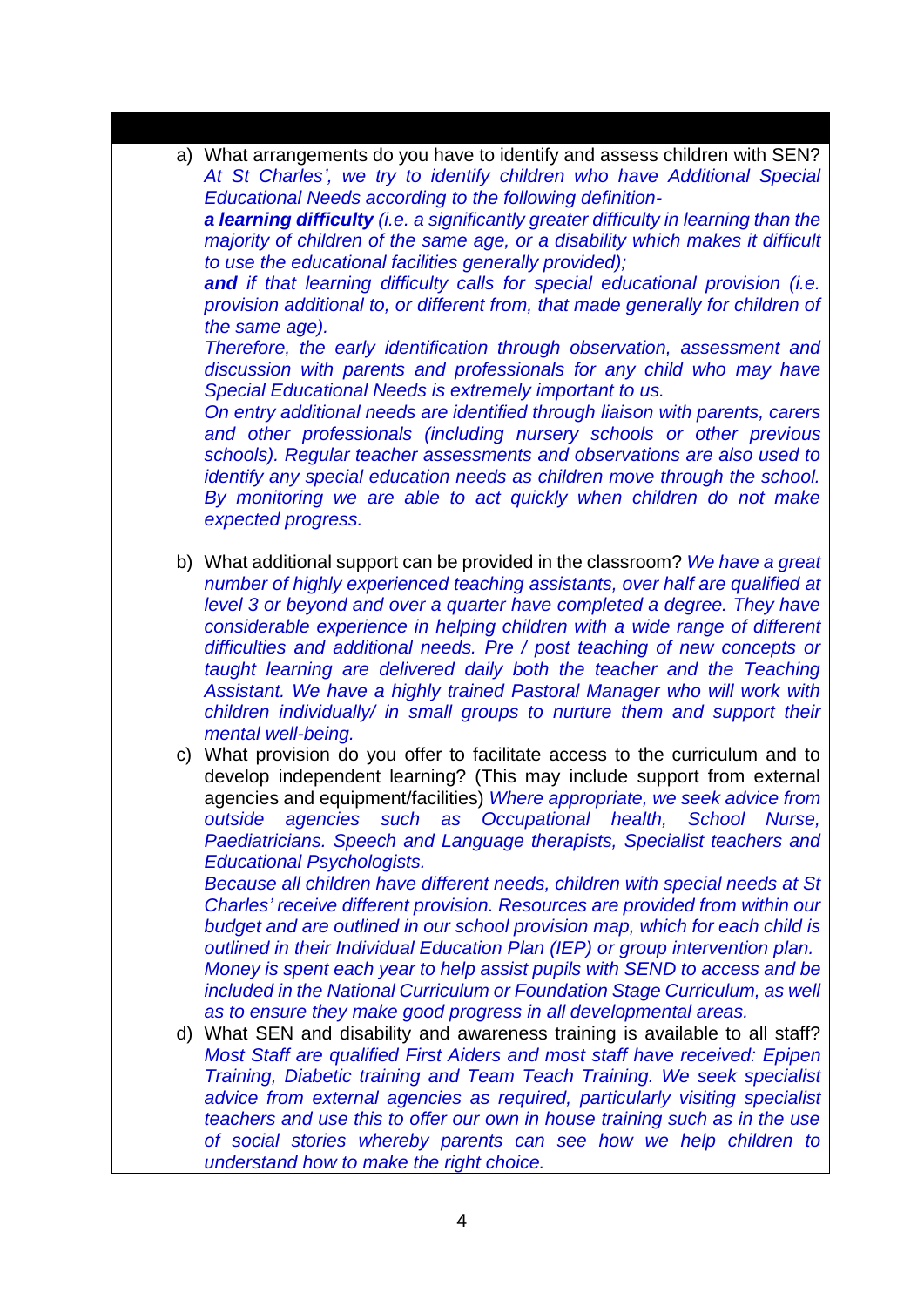a) What arrangements do you have to identify and assess children with SEN? *At St Charles', we try to identify children who have Additional Special Educational Needs according to the following definition-*

   ***a learning difficulty** (i.e. a significantly greater difficulty in learning than the majority of children of the same age, or a disability which makes it difficult to use the educational facilities generally provided);*

   ***and** if that learning difficulty calls for special educational provision (i.e. provision additional to, or different from, that made generally for children of the same age).*

   *Therefore, the early identification through observation, assessment and discussion with parents and professionals for any child who may have Special Educational Needs is extremely important to us.*

   *On entry additional needs are identified through liaison with parents, carers and other professionals (including nursery schools or other previous schools). Regular teacher assessments and observations are also used to identify any special education needs as children move through the school. By monitoring we are able to act quickly when children do not make expected progress.*

b) What additional support can be provided in the classroom? *We have a great number of highly experienced teaching assistants, over half are qualified at level 3 or beyond and over a quarter have completed a degree. They have considerable experience in helping children with a wide range of different difficulties and additional needs. Pre / post teaching of new concepts or taught learning are delivered daily both the teacher and the Teaching Assistant. We have a highly trained Pastoral Manager who will work with children individually/ in small groups to nurture them and support their mental well-being.*

c) What provision do you offer to facilitate access to the curriculum and to develop independent learning? (This may include support from external agencies and equipment/facilities) *Where appropriate, we seek advice from outside agencies such as Occupational health, School Nurse, Paediatricians. Speech and Language therapists, Specialist teachers and Educational Psychologists.*

   *Because all children have different needs, children with special needs at St Charles' receive different provision. Resources are provided from within our budget and are outlined in our school provision map, which for each child is outlined in their Individual Education Plan (IEP) or group intervention plan. Money is spent each year to help assist pupils with SEND to access and be included in the National Curriculum or Foundation Stage Curriculum, as well as to ensure they make good progress in all developmental areas.*

d) What SEN and disability and awareness training is available to all staff? *Most Staff are qualified First Aiders and most staff have received: Epipen Training, Diabetic training and Team Teach Training. We seek specialist advice from external agencies as required, particularly visiting specialist teachers and use this to offer our own in house training such as in the use of social stories whereby parents can see how we help children to understand how to make the right choice.*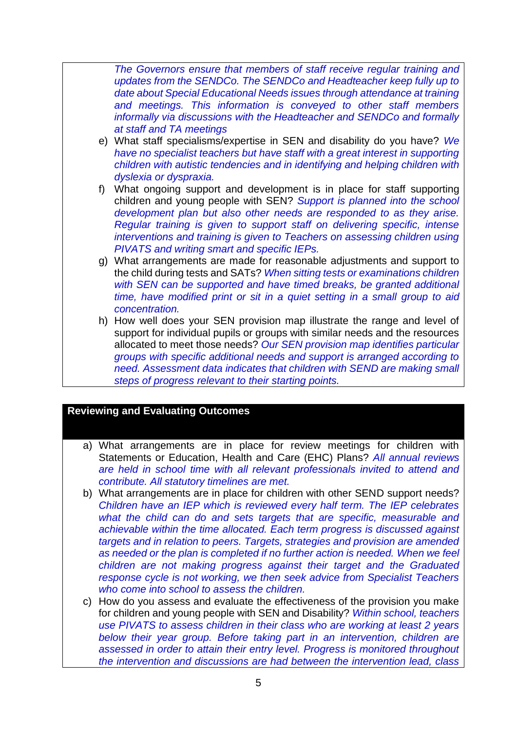*The Governors ensure that members of staff receive regular training and updates from the SENDCo. The SENDCo and Headteacher keep fully up to date about Special Educational Needs issues through attendance at training and meetings. This information is conveyed to other staff members informally via discussions with the Headteacher and SENDCo and formally at staff and TA meetings*

e) What staff specialisms/expertise in SEN and disability do you have? *We have no specialist teachers but have staff with a great interest in supporting children with autistic tendencies and in identifying and helping children with dyslexia or dyspraxia.*

f) What ongoing support and development is in place for staff supporting children and young people with SEN? *Support is planned into the school development plan but also other needs are responded to as they arise. Regular training is given to support staff on delivering specific, intense interventions and training is given to Teachers on assessing children using PIVATS and writing smart and specific IEPs.*

g) What arrangements are made for reasonable adjustments and support to the child during tests and SATs? *When sitting tests or examinations children with SEN can be supported and have timed breaks, be granted additional time, have modified print or sit in a quiet setting in a small group to aid concentration.*

h) How well does your SEN provision map illustrate the range and level of support for individual pupils or groups with similar needs and the resources allocated to meet those needs? *Our SEN provision map identifies particular groups with specific additional needs and support is arranged according to need. Assessment data indicates that children with SEND are making small steps of progress relevant to their starting points.*

## Reviewing and Evaluating Outcomes

a) What arrangements are in place for review meetings for children with Statements or Education, Health and Care (EHC) Plans? *All annual reviews are held in school time with all relevant professionals invited to attend and contribute. All statutory timelines are met.*

b) What arrangements are in place for children with other SEND support needs? *Children have an IEP which is reviewed every half term. The IEP celebrates what the child can do and sets targets that are specific, measurable and achievable within the time allocated. Each term progress is discussed against targets and in relation to peers. Targets, strategies and provision are amended as needed or the plan is completed if no further action is needed. When we feel children are not making progress against their target and the Graduated response cycle is not working, we then seek advice from Specialist Teachers who come into school to assess the children.*

c) How do you assess and evaluate the effectiveness of the provision you make for children and young people with SEN and Disability? *Within school, teachers use PIVATS to assess children in their class who are working at least 2 years below their year group. Before taking part in an intervention, children are assessed in order to attain their entry level. Progress is monitored throughout the intervention and discussions are had between the intervention lead, class*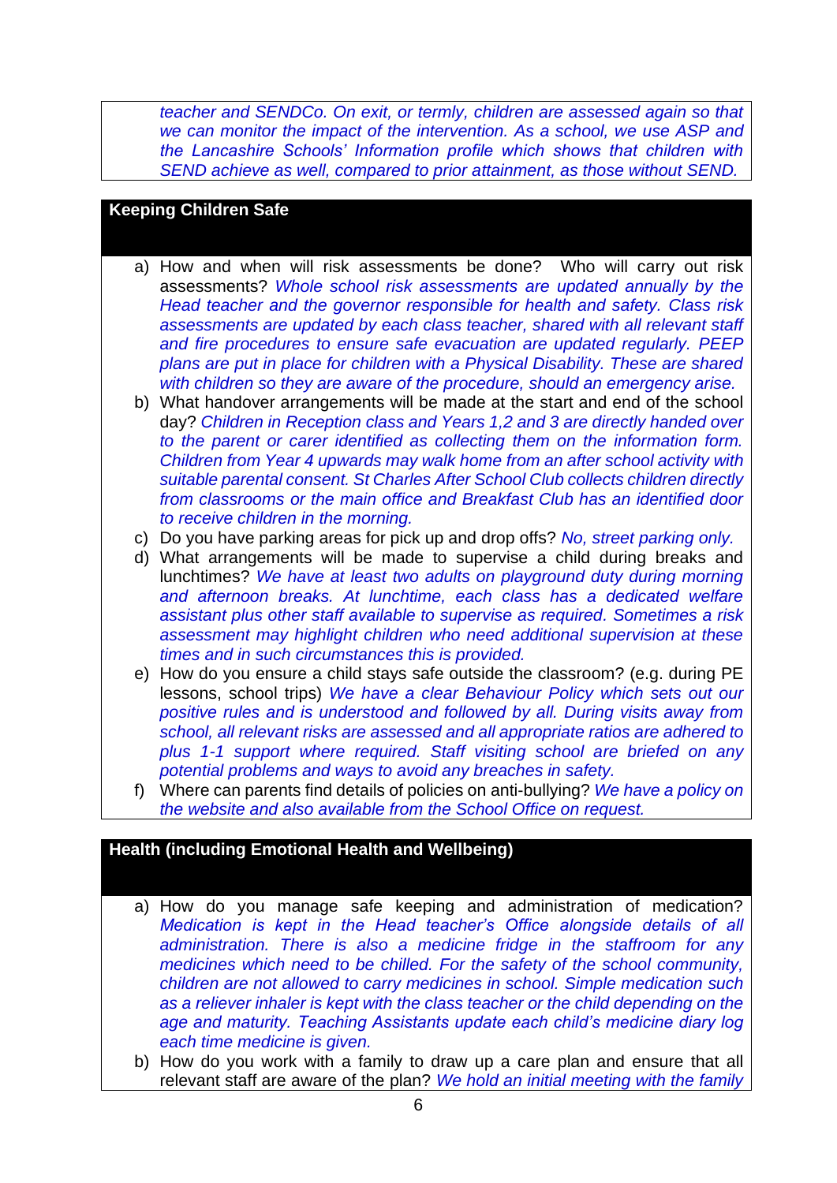*teacher and SENDCo. On exit, or termly, children are assessed again so that we can monitor the impact of the intervention. As a school, we use ASP and the Lancashire Schools' Information profile which shows that children with SEND achieve as well, compared to prior attainment, as those without SEND.*

## Keeping Children Safe

a) How and when will risk assessments be done? Who will carry out risk assessments? *Whole school risk assessments are updated annually by the Head teacher and the governor responsible for health and safety. Class risk assessments are updated by each class teacher, shared with all relevant staff and fire procedures to ensure safe evacuation are updated regularly. PEEP plans are put in place for children with a Physical Disability. These are shared with children so they are aware of the procedure, should an emergency arise.*

b) What handover arrangements will be made at the start and end of the school day? *Children in Reception class and Years 1,2 and 3 are directly handed over to the parent or carer identified as collecting them on the information form. Children from Year 4 upwards may walk home from an after school activity with suitable parental consent. St Charles After School Club collects children directly from classrooms or the main office and Breakfast Club has an identified door to receive children in the morning.*

c) Do you have parking areas for pick up and drop offs? *No, street parking only.*

d) What arrangements will be made to supervise a child during breaks and lunchtimes? *We have at least two adults on playground duty during morning and afternoon breaks. At lunchtime, each class has a dedicated welfare assistant plus other staff available to supervise as required. Sometimes a risk assessment may highlight children who need additional supervision at these times and in such circumstances this is provided.*

e) How do you ensure a child stays safe outside the classroom? (e.g. during PE lessons, school trips) *We have a clear Behaviour Policy which sets out our positive rules and is understood and followed by all. During visits away from school, all relevant risks are assessed and all appropriate ratios are adhered to plus 1-1 support where required. Staff visiting school are briefed on any potential problems and ways to avoid any breaches in safety.*

f) Where can parents find details of policies on anti-bullying? *We have a policy on the website and also available from the School Office on request.*

## Health (including Emotional Health and Wellbeing)

a) How do you manage safe keeping and administration of medication? *Medication is kept in the Head teacher's Office alongside details of all administration. There is also a medicine fridge in the staffroom for any medicines which need to be chilled. For the safety of the school community, children are not allowed to carry medicines in school. Simple medication such as a reliever inhaler is kept with the class teacher or the child depending on the age and maturity. Teaching Assistants update each child's medicine diary log each time medicine is given.*

b) How do you work with a family to draw up a care plan and ensure that all relevant staff are aware of the plan? *We hold an initial meeting with the family*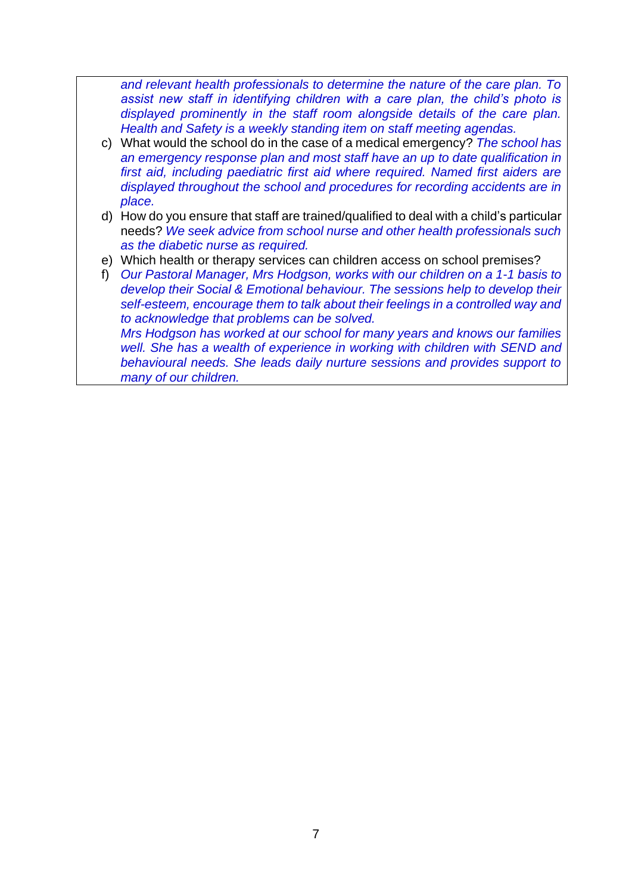*and relevant health professionals to determine the nature of the care plan. To assist new staff in identifying children with a care plan, the child's photo is displayed prominently in the staff room alongside details of the care plan. Health and Safety is a weekly standing item on staff meeting agendas.*

c) What would the school do in the case of a medical emergency? *The school has an emergency response plan and most staff have an up to date qualification in first aid, including paediatric first aid where required. Named first aiders are displayed throughout the school and procedures for recording accidents are in place.*

d) How do you ensure that staff are trained/qualified to deal with a child's particular needs? *We seek advice from school nurse and other health professionals such as the diabetic nurse as required.*

e) Which health or therapy services can children access on school premises?

f) *Our Pastoral Manager, Mrs Hodgson, works with our children on a 1-1 basis to develop their Social & Emotional behaviour. The sessions help to develop their self-esteem, encourage them to talk about their feelings in a controlled way and to acknowledge that problems can be solved.*
   *Mrs Hodgson has worked at our school for many years and knows our families well. She has a wealth of experience in working with children with SEND and behavioural needs. She leads daily nurture sessions and provides support to many of our children.*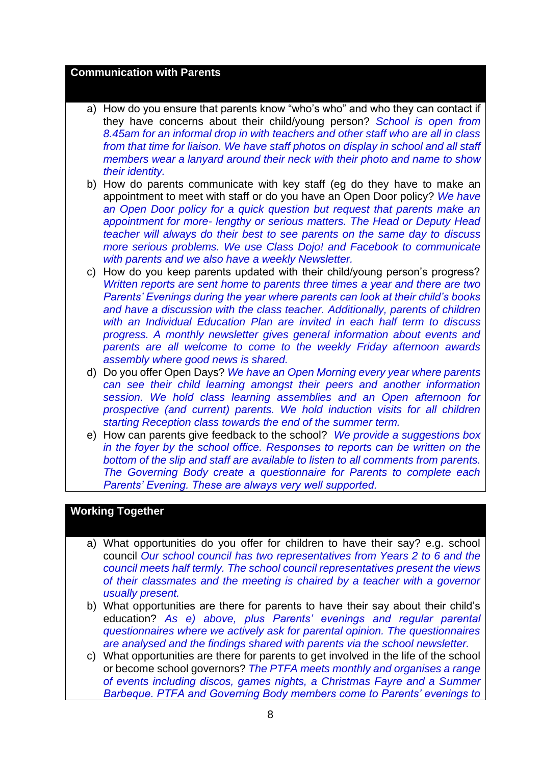## Communication with Parents

a) How do you ensure that parents know "who's who" and who they can contact if they have concerns about their child/young person? *School is open from 8.45am for an informal drop in with teachers and other staff who are all in class from that time for liaison. We have staff photos on display in school and all staff members wear a lanyard around their neck with their photo and name to show their identity.*

b) How do parents communicate with key staff (eg do they have to make an appointment to meet with staff or do you have an Open Door policy? *We have an Open Door policy for a quick question but request that parents make an appointment for more- lengthy or serious matters. The Head or Deputy Head teacher will always do their best to see parents on the same day to discuss more serious problems. We use Class Dojo! and Facebook to communicate with parents and we also have a weekly Newsletter.*

c) How do you keep parents updated with their child/young person's progress? *Written reports are sent home to parents three times a year and there are two Parents' Evenings during the year where parents can look at their child's books and have a discussion with the class teacher. Additionally, parents of children with an Individual Education Plan are invited in each half term to discuss progress. A monthly newsletter gives general information about events and parents are all welcome to come to the weekly Friday afternoon awards assembly where good news is shared.*

d) Do you offer Open Days? *We have an Open Morning every year where parents can see their child learning amongst their peers and another information session. We hold class learning assemblies and an Open afternoon for prospective (and current) parents. We hold induction visits for all children starting Reception class towards the end of the summer term.*

e) How can parents give feedback to the school? *We provide a suggestions box in the foyer by the school office. Responses to reports can be written on the bottom of the slip and staff are available to listen to all comments from parents. The Governing Body create a questionnaire for Parents to complete each Parents' Evening. These are always very well supported.*

## Working Together

a) What opportunities do you offer for children to have their say? e.g. school council *Our school council has two representatives from Years 2 to 6 and the council meets half termly. The school council representatives present the views of their classmates and the meeting is chaired by a teacher with a governor usually present.*

b) What opportunities are there for parents to have their say about their child's education? *As e) above, plus Parents' evenings and regular parental questionnaires where we actively ask for parental opinion. The questionnaires are analysed and the findings shared with parents via the school newsletter.*

c) What opportunities are there for parents to get involved in the life of the school or become school governors? *The PTFA meets monthly and organises a range of events including discos, games nights, a Christmas Fayre and a Summer Barbeque. PTFA and Governing Body members come to Parents' evenings to*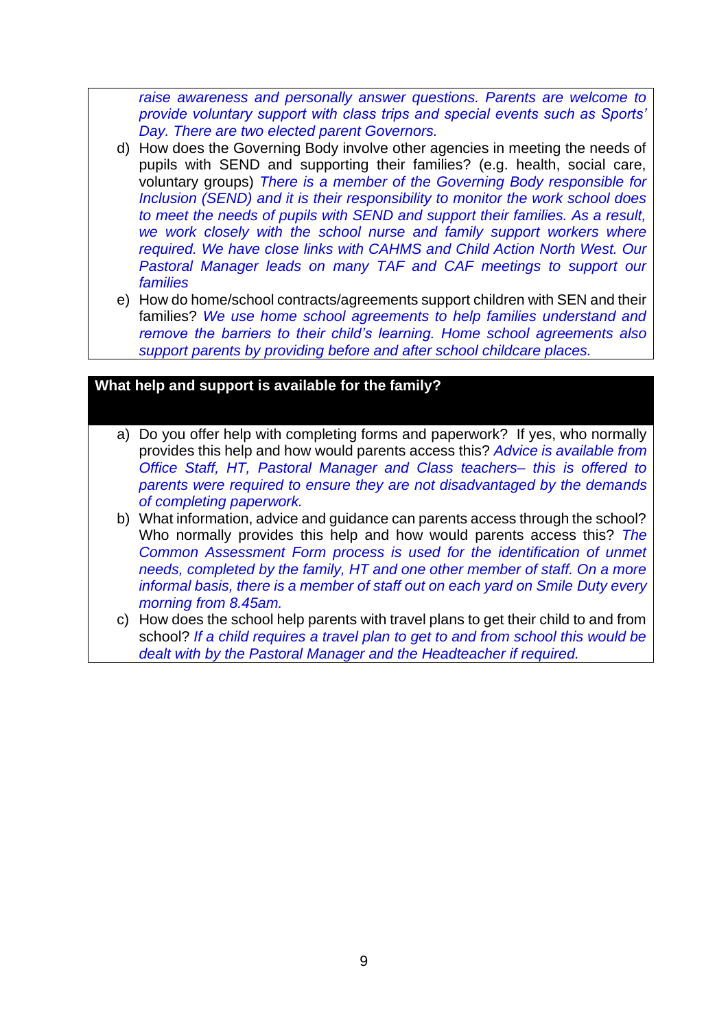*raise awareness and personally answer questions. Parents are welcome to provide voluntary support with class trips and special events such as Sports' Day. There are two elected parent Governors.*

d) How does the Governing Body involve other agencies in meeting the needs of pupils with SEND and supporting their families? (e.g. health, social care, voluntary groups) *There is a member of the Governing Body responsible for Inclusion (SEND) and it is their responsibility to monitor the work school does to meet the needs of pupils with SEND and support their families. As a result, we work closely with the school nurse and family support workers where required. We have close links with CAHMS and Child Action North West. Our Pastoral Manager leads on many TAF and CAF meetings to support our families*

e) How do home/school contracts/agreements support children with SEN and their families? *We use home school agreements to help families understand and remove the barriers to their child's learning. Home school agreements also support parents by providing before and after school childcare places.*

## What help and support is available for the family?

a) Do you offer help with completing forms and paperwork? If yes, who normally provides this help and how would parents access this? *Advice is available from Office Staff, HT, Pastoral Manager and Class teachers– this is offered to parents were required to ensure they are not disadvantaged by the demands of completing paperwork.*

b) What information, advice and guidance can parents access through the school? Who normally provides this help and how would parents access this? *The Common Assessment Form process is used for the identification of unmet needs, completed by the family, HT and one other member of staff. On a more informal basis, there is a member of staff out on each yard on Smile Duty every morning from 8.45am.*

c) How does the school help parents with travel plans to get their child to and from school? *If a child requires a travel plan to get to and from school this would be dealt with by the Pastoral Manager and the Headteacher if required.*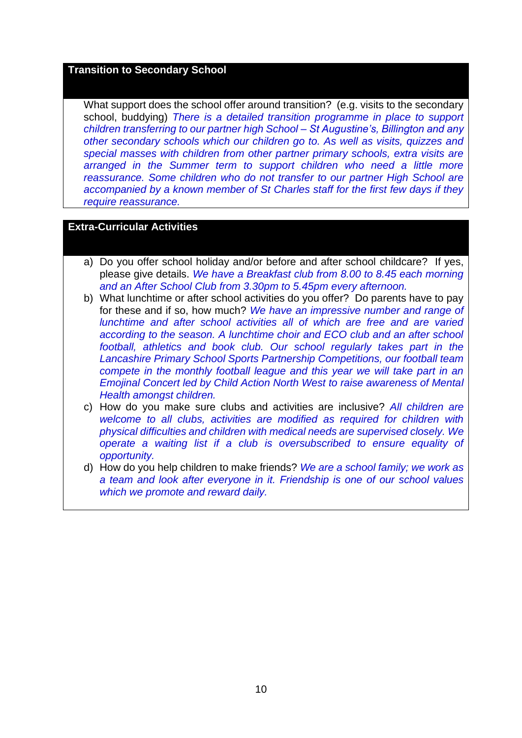## Transition to Secondary School

What support does the school offer around transition? (e.g. visits to the secondary school, buddying) *There is a detailed transition programme in place to support children transferring to our partner high School – St Augustine's, Billington and any other secondary schools which our children go to. As well as visits, quizzes and special masses with children from other partner primary schools, extra visits are arranged in the Summer term to support children who need a little more reassurance. Some children who do not transfer to our partner High School are accompanied by a known member of St Charles staff for the first few days if they require reassurance.*

## Extra-Curricular Activities

a) Do you offer school holiday and/or before and after school childcare? If yes, please give details. *We have a Breakfast club from 8.00 to 8.45 each morning and an After School Club from 3.30pm to 5.45pm every afternoon.*

b) What lunchtime or after school activities do you offer? Do parents have to pay for these and if so, how much? *We have an impressive number and range of lunchtime and after school activities all of which are free and are varied according to the season. A lunchtime choir and ECO club and an after school football, athletics and book club. Our school regularly takes part in the Lancashire Primary School Sports Partnership Competitions, our football team compete in the monthly football league and this year we will take part in an Emojinal Concert led by Child Action North West to raise awareness of Mental Health amongst children.*

c) How do you make sure clubs and activities are inclusive? *All children are welcome to all clubs, activities are modified as required for children with physical difficulties and children with medical needs are supervised closely. We operate a waiting list if a club is oversubscribed to ensure equality of opportunity.*

d) How do you help children to make friends? *We are a school family; we work as a team and look after everyone in it. Friendship is one of our school values which we promote and reward daily.*